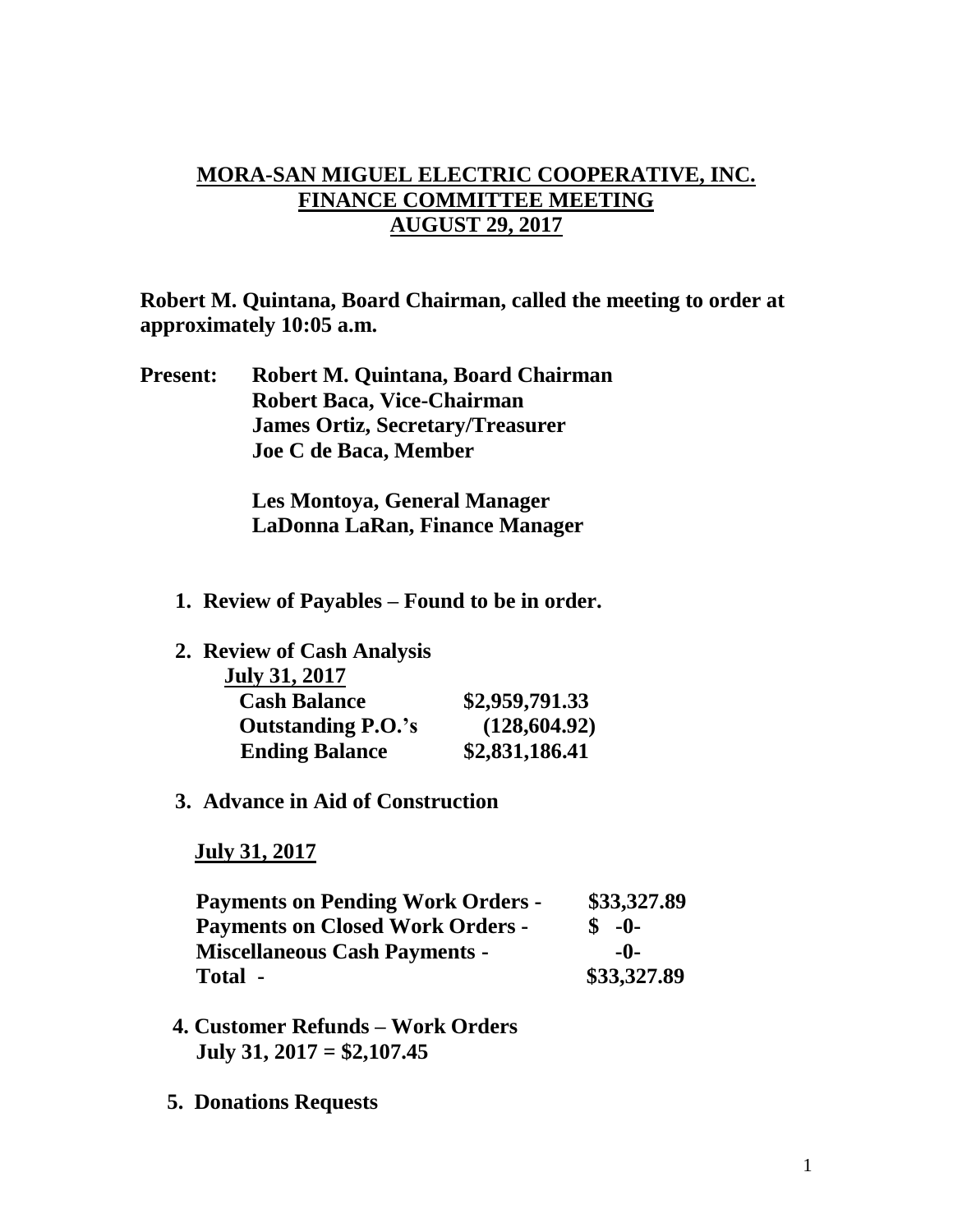# MORA-SAN MIGUEL ELECTRIC COOPERATIVE, INC.
# FINANCE COMMITTEE MEETING
# AUGUST 29, 2017

**Robert M. Quintana, Board Chairman, called the meeting to order at approximately 10:05 a.m.**

**Present:** **Robert M. Quintana, Board Chairman**
**Robert Baca, Vice-Chairman**
**James Ortiz, Secretary/Treasurer**
**Joe C de Baca, Member**

**Les Montoya, General Manager**
**LaDonna LaRan, Finance Manager**

1. **Review of Payables – Found to be in order.**

2. **Review of Cash Analysis**

   **July 31, 2017**

   | | |
   |---|---|
   | **Cash Balance** | **\$2,959,791.33** |
   | **Outstanding P.O.'s** | **(128,604.92)** |
   | **Ending Balance** | **\$2,831,186.41** |

3. **Advance in Aid of Construction**

   **July 31, 2017**

   | | |
   |---|---|
   | **Payments on Pending Work Orders -** | **\$33,327.89** |
   | **Payments on Closed Work Orders -** | **\$ -0-** |
   | **Miscellaneous Cash Payments -** | **-0-** |
   | **Total -** | **\$33,327.89** |

4. **Customer Refunds – Work Orders**
   **July 31, 2017 = \$2,107.45**

5. **Donations Requests**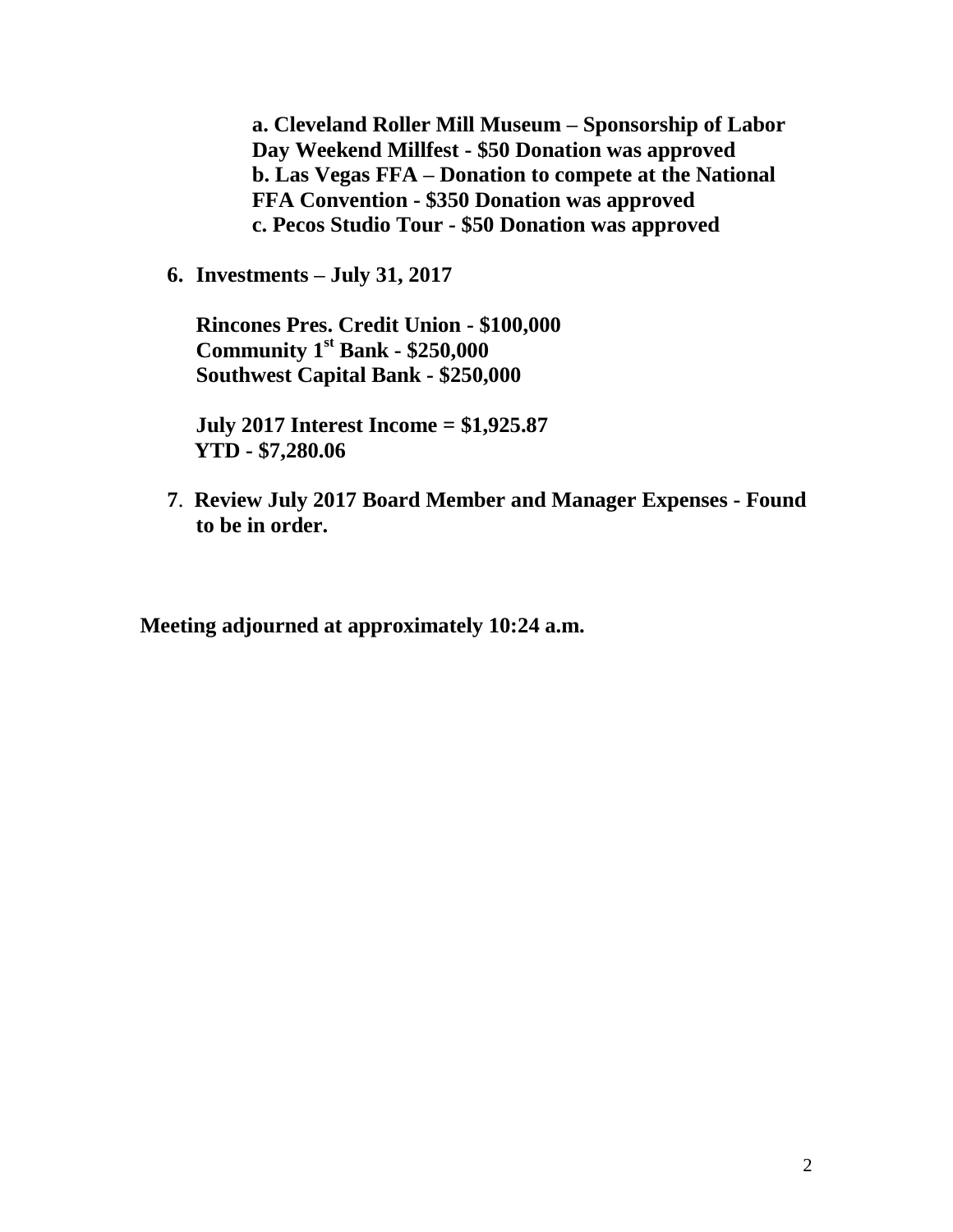**a. Cleveland Roller Mill Museum – Sponsorship of Labor Day Weekend Millfest - $50 Donation was approved**
**b. Las Vegas FFA – Donation to compete at the National FFA Convention - $350 Donation was approved**
**c. Pecos Studio Tour - $50 Donation was approved**

**6. Investments – July 31, 2017**

**Rincones Pres. Credit Union - $100,000**
**Community 1st Bank - $250,000**
**Southwest Capital Bank - $250,000**

**July 2017 Interest Income = $1,925.87**
**YTD - $7,280.06**

**7. Review July 2017 Board Member and Manager Expenses - Found to be in order.**

**Meeting adjourned at approximately 10:24 a.m.**